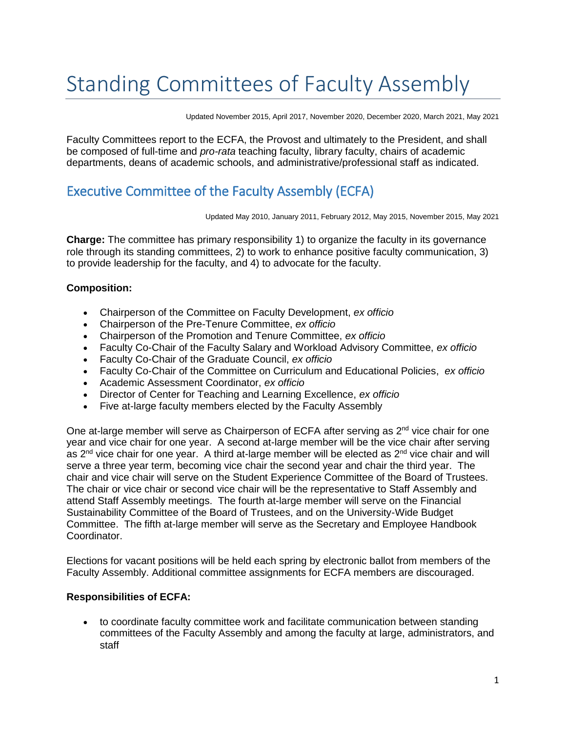# Standing Committees of Faculty Assembly

Updated November 2015, April 2017, November 2020, December 2020, March 2021, May 2021

Faculty Committees report to the ECFA, the Provost and ultimately to the President, and shall be composed of full-time and *pro-rata* teaching faculty, library faculty, chairs of academic departments, deans of academic schools, and administrative/professional staff as indicated.

## Executive Committee of the Faculty Assembly (ECFA)

Updated May 2010, January 2011, February 2012, May 2015, November 2015, May 2021

**Charge:** The committee has primary responsibility 1) to organize the faculty in its governance role through its standing committees, 2) to work to enhance positive faculty communication, 3) to provide leadership for the faculty, and 4) to advocate for the faculty.

**Composition:**

- Chairperson of the Committee on Faculty Development, *ex officio*
- Chairperson of the Pre-Tenure Committee, *ex officio*
- Chairperson of the Promotion and Tenure Committee, *ex officio*
- Faculty Co-Chair of the Faculty Salary and Workload Advisory Committee, *ex officio*
- Faculty Co-Chair of the Graduate Council, *ex officio*
- Faculty Co-Chair of the Committee on Curriculum and Educational Policies, *ex officio*
- Academic Assessment Coordinator, *ex officio*
- Director of Center for Teaching and Learning Excellence, *ex officio*
- Five at-large faculty members elected by the Faculty Assembly

One at-large member will serve as Chairperson of ECFA after serving as 2nd vice chair for one year and vice chair for one year. A second at-large member will be the vice chair after serving as 2nd vice chair for one year. A third at-large member will be elected as 2nd vice chair and will serve a three year term, becoming vice chair the second year and chair the third year. The chair and vice chair will serve on the Student Experience Committee of the Board of Trustees. The chair or vice chair or second vice chair will be the representative to Staff Assembly and attend Staff Assembly meetings. The fourth at-large member will serve on the Financial Sustainability Committee of the Board of Trustees, and on the University-Wide Budget Committee. The fifth at-large member will serve as the Secretary and Employee Handbook Coordinator.

Elections for vacant positions will be held each spring by electronic ballot from members of the Faculty Assembly. Additional committee assignments for ECFA members are discouraged.

**Responsibilities of ECFA:**

- to coordinate faculty committee work and facilitate communication between standing committees of the Faculty Assembly and among the faculty at large, administrators, and staff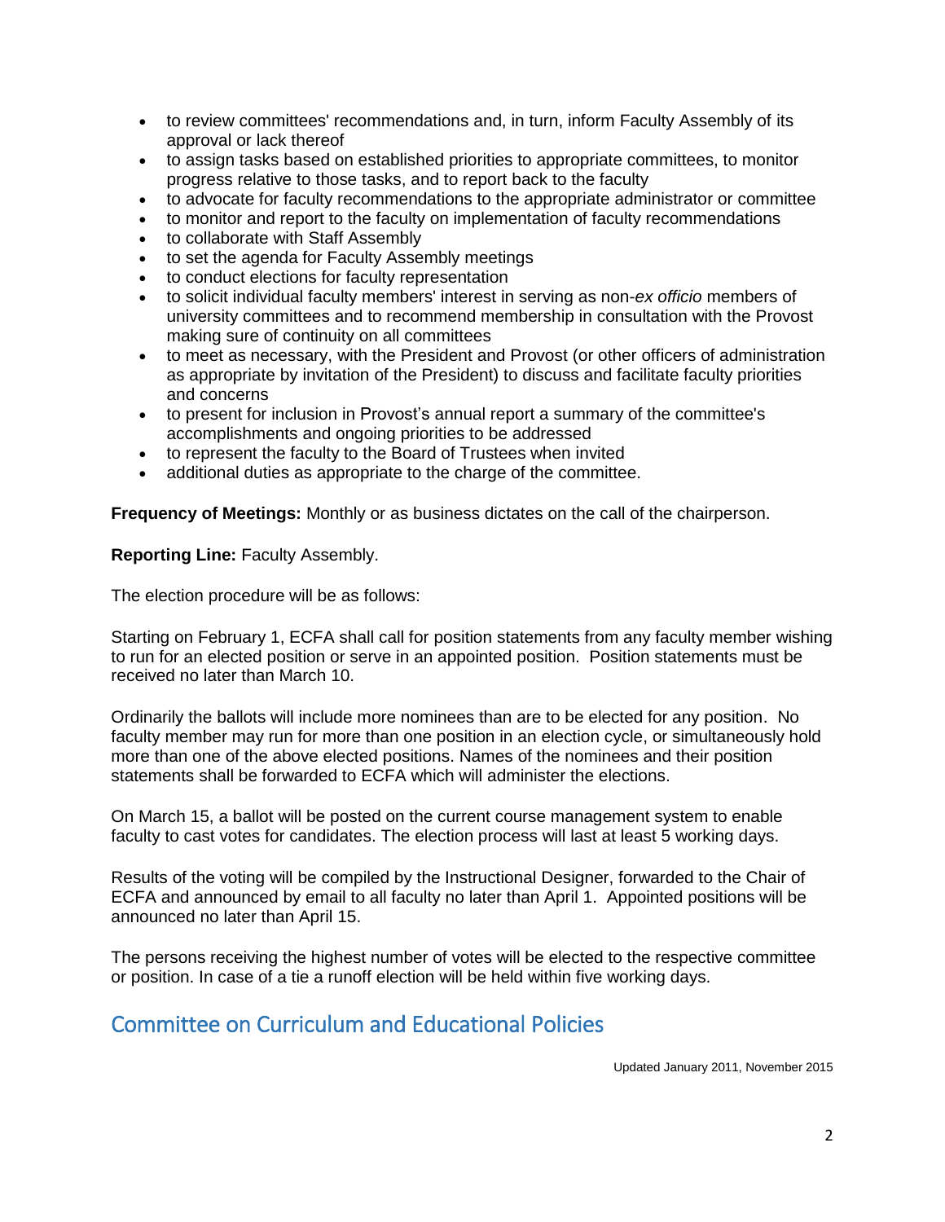- to review committees' recommendations and, in turn, inform Faculty Assembly of its approval or lack thereof
- to assign tasks based on established priorities to appropriate committees, to monitor progress relative to those tasks, and to report back to the faculty
- to advocate for faculty recommendations to the appropriate administrator or committee
- to monitor and report to the faculty on implementation of faculty recommendations
- to collaborate with Staff Assembly
- to set the agenda for Faculty Assembly meetings
- to conduct elections for faculty representation
- to solicit individual faculty members' interest in serving as non-*ex officio* members of university committees and to recommend membership in consultation with the Provost making sure of continuity on all committees
- to meet as necessary, with the President and Provost (or other officers of administration as appropriate by invitation of the President) to discuss and facilitate faculty priorities and concerns
- to present for inclusion in Provost's annual report a summary of the committee's accomplishments and ongoing priorities to be addressed
- to represent the faculty to the Board of Trustees when invited
- additional duties as appropriate to the charge of the committee.

**Frequency of Meetings:** Monthly or as business dictates on the call of the chairperson.

**Reporting Line:** Faculty Assembly.

The election procedure will be as follows:

Starting on February 1, ECFA shall call for position statements from any faculty member wishing to run for an elected position or serve in an appointed position. Position statements must be received no later than March 10.

Ordinarily the ballots will include more nominees than are to be elected for any position. No faculty member may run for more than one position in an election cycle, or simultaneously hold more than one of the above elected positions. Names of the nominees and their position statements shall be forwarded to ECFA which will administer the elections.

On March 15, a ballot will be posted on the current course management system to enable faculty to cast votes for candidates. The election process will last at least 5 working days.

Results of the voting will be compiled by the Instructional Designer, forwarded to the Chair of ECFA and announced by email to all faculty no later than April 1. Appointed positions will be announced no later than April 15.

The persons receiving the highest number of votes will be elected to the respective committee or position. In case of a tie a runoff election will be held within five working days.

## Committee on Curriculum and Educational Policies

Updated January 2011, November 2015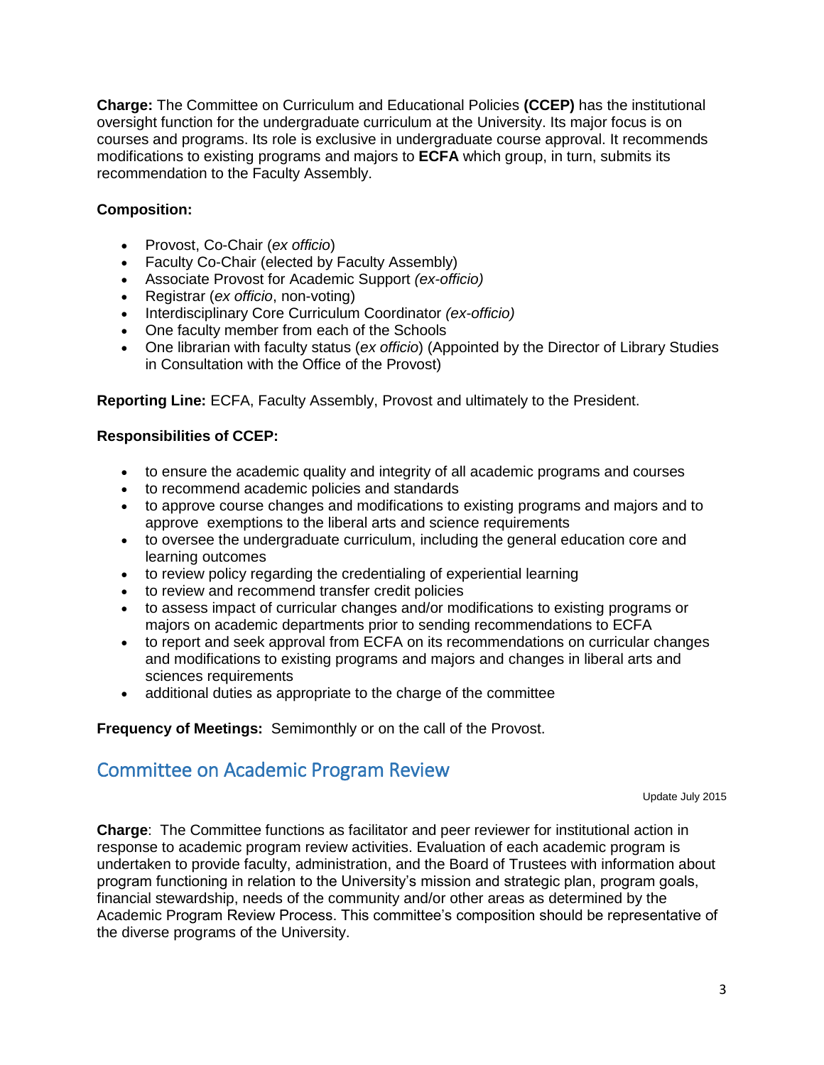**Charge:** The Committee on Curriculum and Educational Policies **(CCEP)** has the institutional oversight function for the undergraduate curriculum at the University. Its major focus is on courses and programs. Its role is exclusive in undergraduate course approval. It recommends modifications to existing programs and majors to **ECFA** which group, in turn, submits its recommendation to the Faculty Assembly.

**Composition:**

- Provost, Co-Chair (*ex officio*)
- Faculty Co-Chair (elected by Faculty Assembly)
- Associate Provost for Academic Support *(ex-officio)*
- Registrar (*ex officio*, non-voting)
- Interdisciplinary Core Curriculum Coordinator *(ex-officio)*
- One faculty member from each of the Schools
- One librarian with faculty status (*ex officio*) (Appointed by the Director of Library Studies in Consultation with the Office of the Provost)

**Reporting Line:** ECFA, Faculty Assembly, Provost and ultimately to the President.

**Responsibilities of CCEP:**

- to ensure the academic quality and integrity of all academic programs and courses
- to recommend academic policies and standards
- to approve course changes and modifications to existing programs and majors and to approve exemptions to the liberal arts and science requirements
- to oversee the undergraduate curriculum, including the general education core and learning outcomes
- to review policy regarding the credentialing of experiential learning
- to review and recommend transfer credit policies
- to assess impact of curricular changes and/or modifications to existing programs or majors on academic departments prior to sending recommendations to ECFA
- to report and seek approval from ECFA on its recommendations on curricular changes and modifications to existing programs and majors and changes in liberal arts and sciences requirements
- additional duties as appropriate to the charge of the committee

**Frequency of Meetings:** Semimonthly or on the call of the Provost.

## Committee on Academic Program Review

Update July 2015

**Charge**: The Committee functions as facilitator and peer reviewer for institutional action in response to academic program review activities. Evaluation of each academic program is undertaken to provide faculty, administration, and the Board of Trustees with information about program functioning in relation to the University's mission and strategic plan, program goals, financial stewardship, needs of the community and/or other areas as determined by the Academic Program Review Process. This committee's composition should be representative of the diverse programs of the University.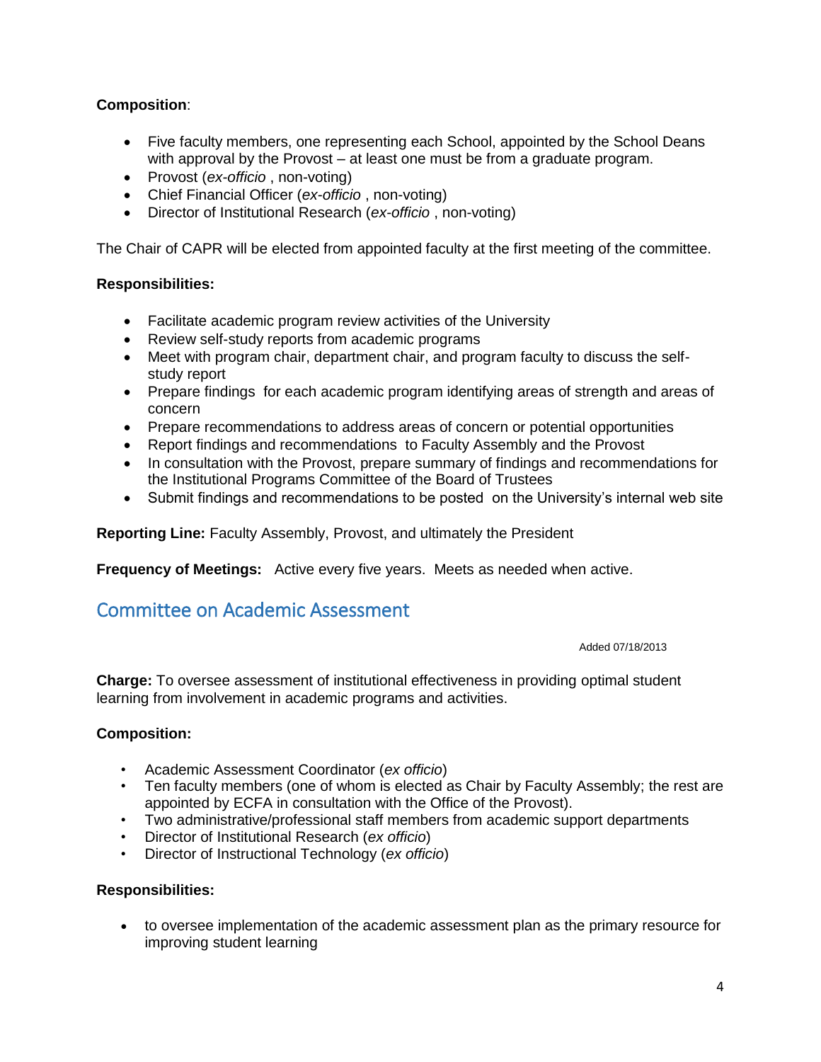**Composition**:

- Five faculty members, one representing each School, appointed by the School Deans with approval by the Provost – at least one must be from a graduate program.
- Provost (*ex-officio* , non-voting)
- Chief Financial Officer (*ex-officio* , non-voting)
- Director of Institutional Research (*ex-officio* , non-voting)

The Chair of CAPR will be elected from appointed faculty at the first meeting of the committee.

**Responsibilities:**

- Facilitate academic program review activities of the University
- Review self-study reports from academic programs
- Meet with program chair, department chair, and program faculty to discuss the self-study report
- Prepare findings for each academic program identifying areas of strength and areas of concern
- Prepare recommendations to address areas of concern or potential opportunities
- Report findings and recommendations to Faculty Assembly and the Provost
- In consultation with the Provost, prepare summary of findings and recommendations for the Institutional Programs Committee of the Board of Trustees
- Submit findings and recommendations to be posted on the University's internal web site

**Reporting Line:** Faculty Assembly, Provost, and ultimately the President

**Frequency of Meetings:** Active every five years. Meets as needed when active.

## Committee on Academic Assessment

Added 07/18/2013

**Charge:** To oversee assessment of institutional effectiveness in providing optimal student learning from involvement in academic programs and activities.

**Composition:**

- Academic Assessment Coordinator (*ex officio*)
- Ten faculty members (one of whom is elected as Chair by Faculty Assembly; the rest are appointed by ECFA in consultation with the Office of the Provost).
- Two administrative/professional staff members from academic support departments
- Director of Institutional Research (*ex officio*)
- Director of Instructional Technology (*ex officio*)

**Responsibilities:**

- to oversee implementation of the academic assessment plan as the primary resource for improving student learning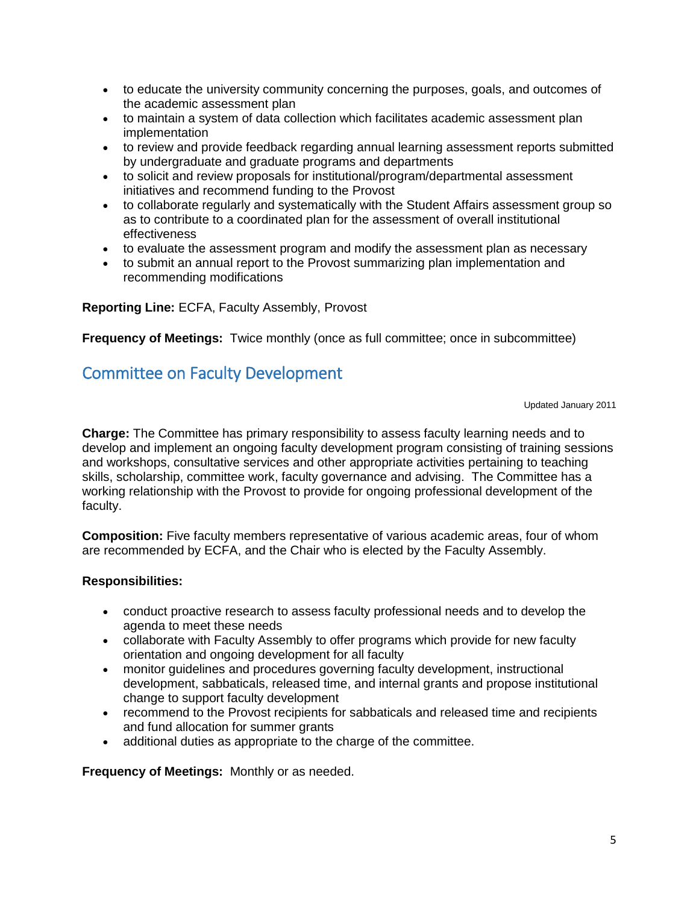- to educate the university community concerning the purposes, goals, and outcomes of the academic assessment plan
- to maintain a system of data collection which facilitates academic assessment plan implementation
- to review and provide feedback regarding annual learning assessment reports submitted by undergraduate and graduate programs and departments
- to solicit and review proposals for institutional/program/departmental assessment initiatives and recommend funding to the Provost
- to collaborate regularly and systematically with the Student Affairs assessment group so as to contribute to a coordinated plan for the assessment of overall institutional effectiveness
- to evaluate the assessment program and modify the assessment plan as necessary
- to submit an annual report to the Provost summarizing plan implementation and recommending modifications

**Reporting Line:** ECFA, Faculty Assembly, Provost

**Frequency of Meetings:** Twice monthly (once as full committee; once in subcommittee)

## Committee on Faculty Development

Updated January 2011

**Charge:** The Committee has primary responsibility to assess faculty learning needs and to develop and implement an ongoing faculty development program consisting of training sessions and workshops, consultative services and other appropriate activities pertaining to teaching skills, scholarship, committee work, faculty governance and advising. The Committee has a working relationship with the Provost to provide for ongoing professional development of the faculty.

**Composition:** Five faculty members representative of various academic areas, four of whom are recommended by ECFA, and the Chair who is elected by the Faculty Assembly.

**Responsibilities:**

- conduct proactive research to assess faculty professional needs and to develop the agenda to meet these needs
- collaborate with Faculty Assembly to offer programs which provide for new faculty orientation and ongoing development for all faculty
- monitor guidelines and procedures governing faculty development, instructional development, sabbaticals, released time, and internal grants and propose institutional change to support faculty development
- recommend to the Provost recipients for sabbaticals and released time and recipients and fund allocation for summer grants
- additional duties as appropriate to the charge of the committee.

**Frequency of Meetings:** Monthly or as needed.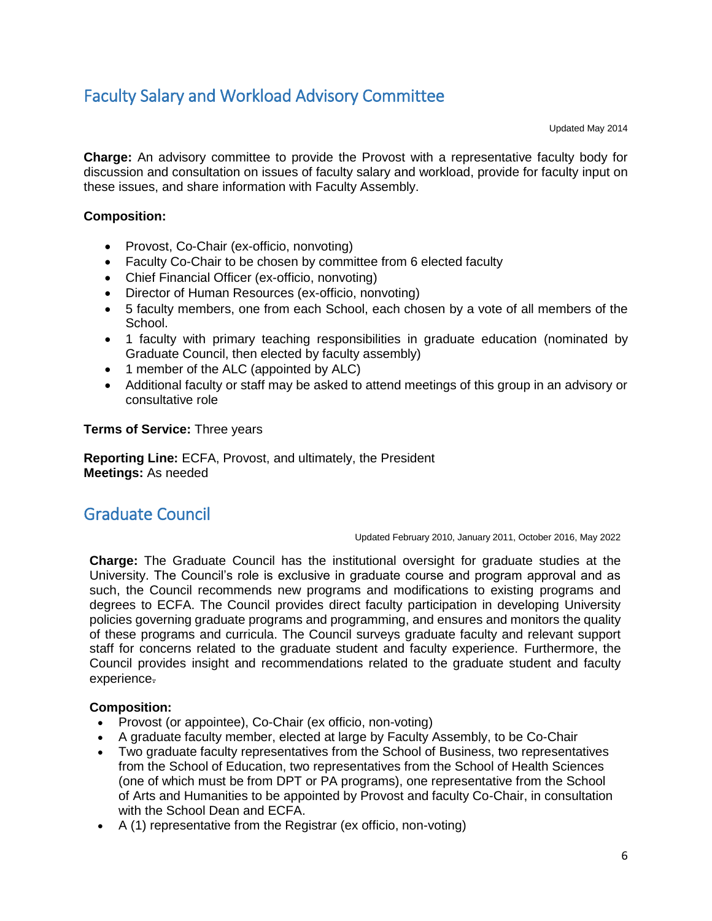## Faculty Salary and Workload Advisory Committee

Updated May 2014

**Charge:** An advisory committee to provide the Provost with a representative faculty body for discussion and consultation on issues of faculty salary and workload, provide for faculty input on these issues, and share information with Faculty Assembly.

**Composition:**

- Provost, Co-Chair (ex-officio, nonvoting)
- Faculty Co-Chair to be chosen by committee from 6 elected faculty
- Chief Financial Officer (ex-officio, nonvoting)
- Director of Human Resources (ex-officio, nonvoting)
- 5 faculty members, one from each School, each chosen by a vote of all members of the School.
- 1 faculty with primary teaching responsibilities in graduate education (nominated by Graduate Council, then elected by faculty assembly)
- 1 member of the ALC (appointed by ALC)
- Additional faculty or staff may be asked to attend meetings of this group in an advisory or consultative role

**Terms of Service:** Three years

**Reporting Line:** ECFA, Provost, and ultimately, the President
**Meetings:** As needed

## Graduate Council

Updated February 2010, January 2011, October 2016, May 2022

**Charge:** The Graduate Council has the institutional oversight for graduate studies at the University. The Council's role is exclusive in graduate course and program approval and as such, the Council recommends new programs and modifications to existing programs and degrees to ECFA. The Council provides direct faculty participation in developing University policies governing graduate programs and programming, and ensures and monitors the quality of these programs and curricula. The Council surveys graduate faculty and relevant support staff for concerns related to the graduate student and faculty experience. Furthermore, the Council provides insight and recommendations related to the graduate student and faculty experience.

**Composition:**

- Provost (or appointee), Co-Chair (ex officio, non-voting)
- A graduate faculty member, elected at large by Faculty Assembly, to be Co-Chair
- Two graduate faculty representatives from the School of Business, two representatives from the School of Education, two representatives from the School of Health Sciences (one of which must be from DPT or PA programs), one representative from the School of Arts and Humanities to be appointed by Provost and faculty Co-Chair, in consultation with the School Dean and ECFA.
- A (1) representative from the Registrar (ex officio, non-voting)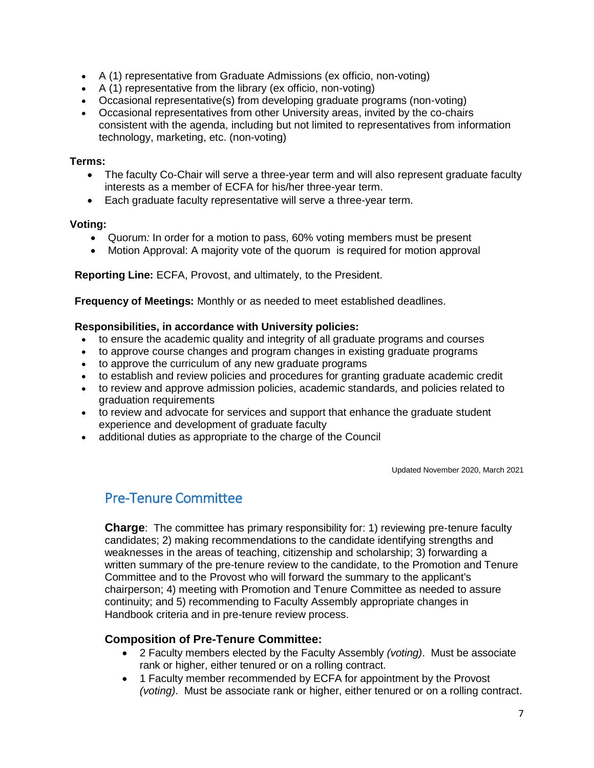- A (1) representative from Graduate Admissions (ex officio, non-voting)
- A (1) representative from the library (ex officio, non-voting)
- Occasional representative(s) from developing graduate programs (non-voting)
- Occasional representatives from other University areas, invited by the co-chairs consistent with the agenda, including but not limited to representatives from information technology, marketing, etc. (non-voting)

**Terms:**

- The faculty Co-Chair will serve a three-year term and will also represent graduate faculty interests as a member of ECFA for his/her three-year term.
- Each graduate faculty representative will serve a three-year term.

**Voting:**

- Quorum*:* In order for a motion to pass, 60% voting members must be present
- Motion Approval: A majority vote of the quorum is required for motion approval

**Reporting Line:** ECFA, Provost, and ultimately, to the President.

**Frequency of Meetings:** Monthly or as needed to meet established deadlines.

**Responsibilities, in accordance with University policies:**

- to ensure the academic quality and integrity of all graduate programs and courses
- to approve course changes and program changes in existing graduate programs
- to approve the curriculum of any new graduate programs
- to establish and review policies and procedures for granting graduate academic credit
- to review and approve admission policies, academic standards, and policies related to graduation requirements
- to review and advocate for services and support that enhance the graduate student experience and development of graduate faculty
- additional duties as appropriate to the charge of the Council

Updated November 2020, March 2021

## Pre-Tenure Committee

**Charge**: The committee has primary responsibility for: 1) reviewing pre-tenure faculty candidates; 2) making recommendations to the candidate identifying strengths and weaknesses in the areas of teaching, citizenship and scholarship; 3) forwarding a written summary of the pre-tenure review to the candidate, to the Promotion and Tenure Committee and to the Provost who will forward the summary to the applicant's chairperson; 4) meeting with Promotion and Tenure Committee as needed to assure continuity; and 5) recommending to Faculty Assembly appropriate changes in Handbook criteria and in pre-tenure review process.

### Composition of Pre-Tenure Committee:

- 2 Faculty members elected by the Faculty Assembly *(voting)*. Must be associate rank or higher, either tenured or on a rolling contract.
- 1 Faculty member recommended by ECFA for appointment by the Provost *(voting)*. Must be associate rank or higher, either tenured or on a rolling contract.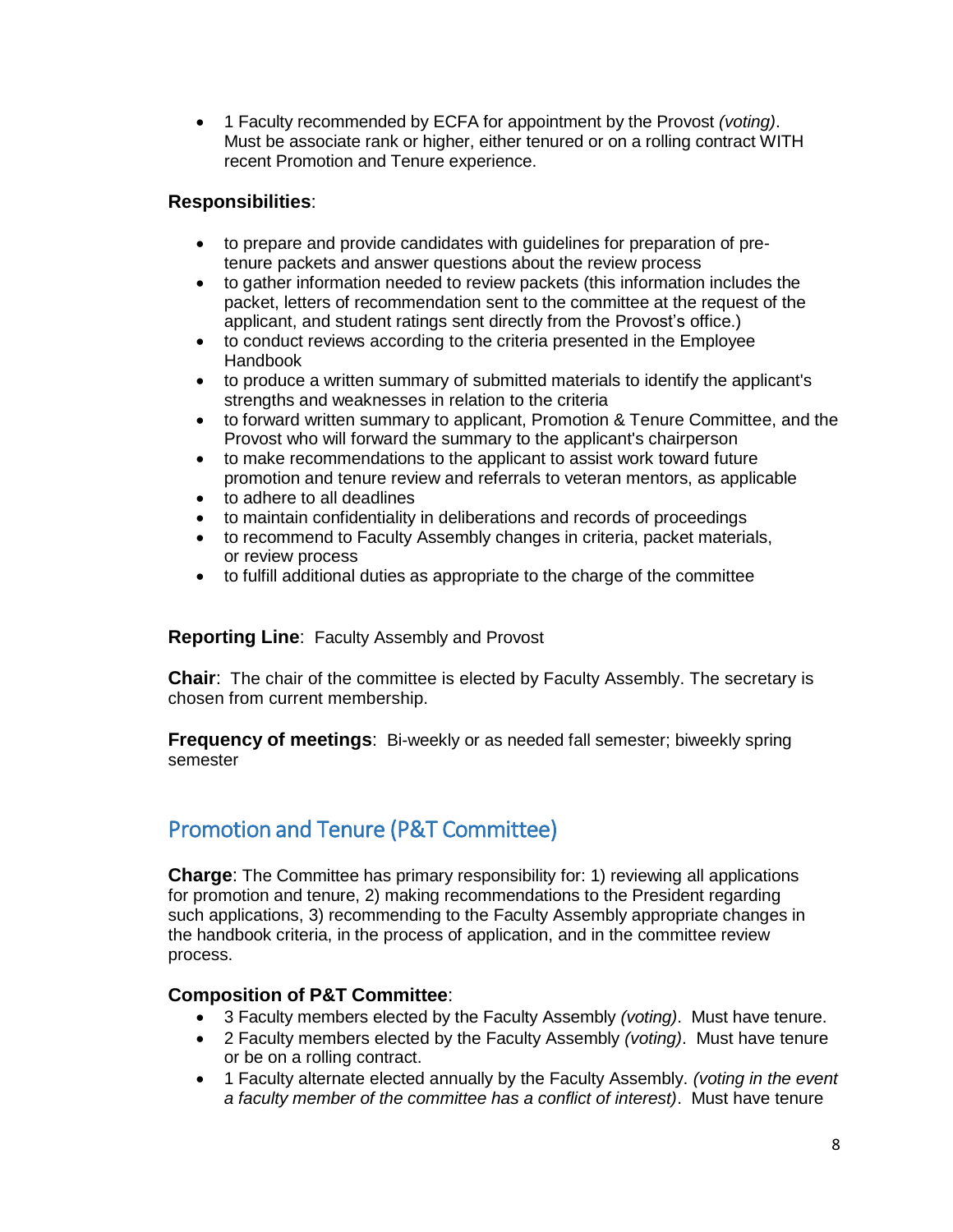- 1 Faculty recommended by ECFA for appointment by the Provost *(voting)*. Must be associate rank or higher, either tenured or on a rolling contract WITH recent Promotion and Tenure experience.

**Responsibilities**:

- to prepare and provide candidates with guidelines for preparation of pre-tenure packets and answer questions about the review process
- to gather information needed to review packets (this information includes the packet, letters of recommendation sent to the committee at the request of the applicant, and student ratings sent directly from the Provost's office.)
- to conduct reviews according to the criteria presented in the Employee Handbook
- to produce a written summary of submitted materials to identify the applicant's strengths and weaknesses in relation to the criteria
- to forward written summary to applicant, Promotion & Tenure Committee, and the Provost who will forward the summary to the applicant's chairperson
- to make recommendations to the applicant to assist work toward future promotion and tenure review and referrals to veteran mentors, as applicable
- to adhere to all deadlines
- to maintain confidentiality in deliberations and records of proceedings
- to recommend to Faculty Assembly changes in criteria, packet materials, or review process
- to fulfill additional duties as appropriate to the charge of the committee

**Reporting Line**: Faculty Assembly and Provost

**Chair**: The chair of the committee is elected by Faculty Assembly. The secretary is chosen from current membership.

**Frequency of meetings**: Bi-weekly or as needed fall semester; biweekly spring semester

## Promotion and Tenure (P&T Committee)

**Charge**: The Committee has primary responsibility for: 1) reviewing all applications for promotion and tenure, 2) making recommendations to the President regarding such applications, 3) recommending to the Faculty Assembly appropriate changes in the handbook criteria, in the process of application, and in the committee review process.

**Composition of P&T Committee**:

- 3 Faculty members elected by the Faculty Assembly *(voting)*. Must have tenure.
- 2 Faculty members elected by the Faculty Assembly *(voting)*. Must have tenure or be on a rolling contract.
- 1 Faculty alternate elected annually by the Faculty Assembly. *(voting in the event a faculty member of the committee has a conflict of interest)*. Must have tenure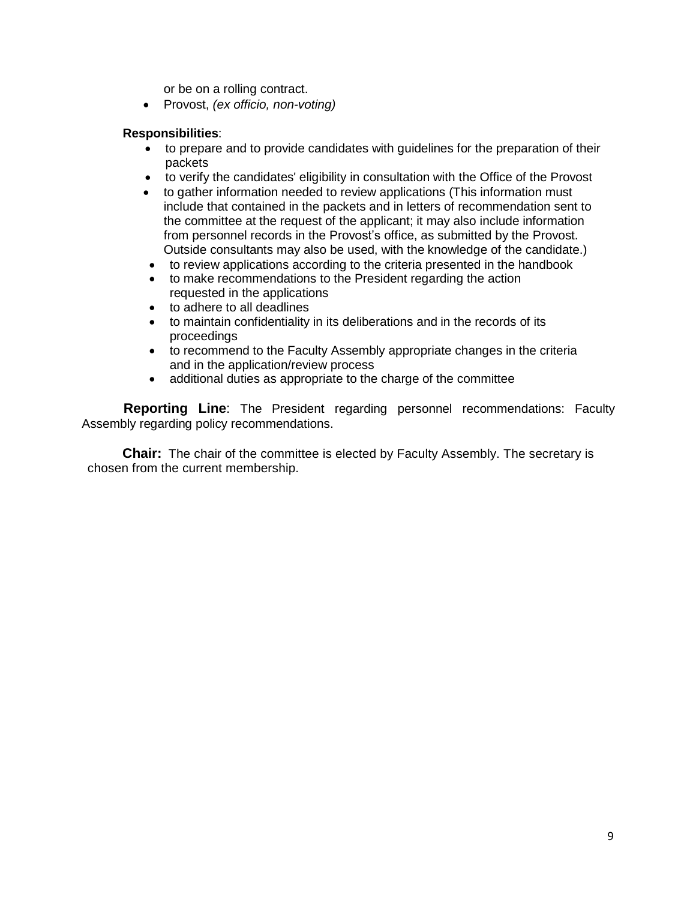or be on a rolling contract.

- Provost, *(ex officio, non-voting)*

**Responsibilities**:

- to prepare and to provide candidates with guidelines for the preparation of their packets
- to verify the candidates' eligibility in consultation with the Office of the Provost
- to gather information needed to review applications (This information must include that contained in the packets and in letters of recommendation sent to the committee at the request of the applicant; it may also include information from personnel records in the Provost's office, as submitted by the Provost. Outside consultants may also be used, with the knowledge of the candidate.)
- to review applications according to the criteria presented in the handbook
- to make recommendations to the President regarding the action requested in the applications
- to adhere to all deadlines
- to maintain confidentiality in its deliberations and in the records of its proceedings
- to recommend to the Faculty Assembly appropriate changes in the criteria and in the application/review process
- additional duties as appropriate to the charge of the committee

**Reporting Line**: The President regarding personnel recommendations: Faculty Assembly regarding policy recommendations.

**Chair:** The chair of the committee is elected by Faculty Assembly. The secretary is chosen from the current membership.